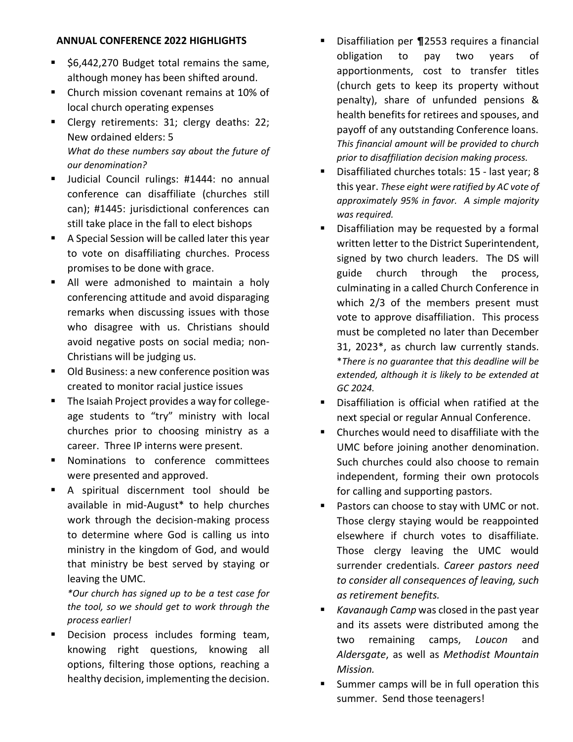## ANNUAL CONFERENCE 2022 HIGHLIGHTS

- $6,442,270 Budget total remains the same, although money has been shifted around.
- Church mission covenant remains at 10% of local church operating expenses
- Clergy retirements: 31; clergy deaths: 22; New ordained elders: 5
  *What do these numbers say about the future of our denomination?*
- Judicial Council rulings: #1444: no annual conference can disaffiliate (churches still can); #1445: jurisdictional conferences can still take place in the fall to elect bishops
- A Special Session will be called later this year to vote on disaffiliating churches. Process promises to be done with grace.
- All were admonished to maintain a holy conferencing attitude and avoid disparaging remarks when discussing issues with those who disagree with us. Christians should avoid negative posts on social media; non-Christians will be judging us.
- Old Business: a new conference position was created to monitor racial justice issues
- The Isaiah Project provides a way for college-age students to "try" ministry with local churches prior to choosing ministry as a career. Three IP interns were present.
- Nominations to conference committees were presented and approved.
- A spiritual discernment tool should be available in mid-August* to help churches work through the decision-making process to determine where God is calling us into ministry in the kingdom of God, and would that ministry be best served by staying or leaving the UMC.
  *\*Our church has signed up to be a test case for the tool, so we should get to work through the process earlier!*
- Decision process includes forming team, knowing right questions, knowing all options, filtering those options, reaching a healthy decision, implementing the decision.
- Disaffiliation per ¶2553 requires a financial obligation to pay two years of apportionments, cost to transfer titles (church gets to keep its property without penalty), share of unfunded pensions & health benefits for retirees and spouses, and payoff of any outstanding Conference loans. *This financial amount will be provided to church prior to disaffiliation decision making process.*
- Disaffiliated churches totals: 15 - last year; 8 this year. *These eight were ratified by AC vote of approximately 95% in favor. A simple majority was required.*
- Disaffiliation may be requested by a formal written letter to the District Superintendent, signed by two church leaders. The DS will guide church through the process, culminating in a called Church Conference in which 2/3 of the members present must vote to approve disaffiliation. This process must be completed no later than December 31, 2023*, as church law currently stands. *\*There is no guarantee that this deadline will be extended, although it is likely to be extended at GC 2024.*
- Disaffiliation is official when ratified at the next special or regular Annual Conference.
- Churches would need to disaffiliate with the UMC before joining another denomination. Such churches could also choose to remain independent, forming their own protocols for calling and supporting pastors.
- Pastors can choose to stay with UMC or not. Those clergy staying would be reappointed elsewhere if church votes to disaffiliate. Those clergy leaving the UMC would surrender credentials. *Career pastors need to consider all consequences of leaving, such as retirement benefits.*
- *Kavanaugh Camp* was closed in the past year and its assets were distributed among the two remaining camps, *Loucon* and *Aldersgate*, as well as *Methodist Mountain Mission.*
- Summer camps will be in full operation this summer. Send those teenagers!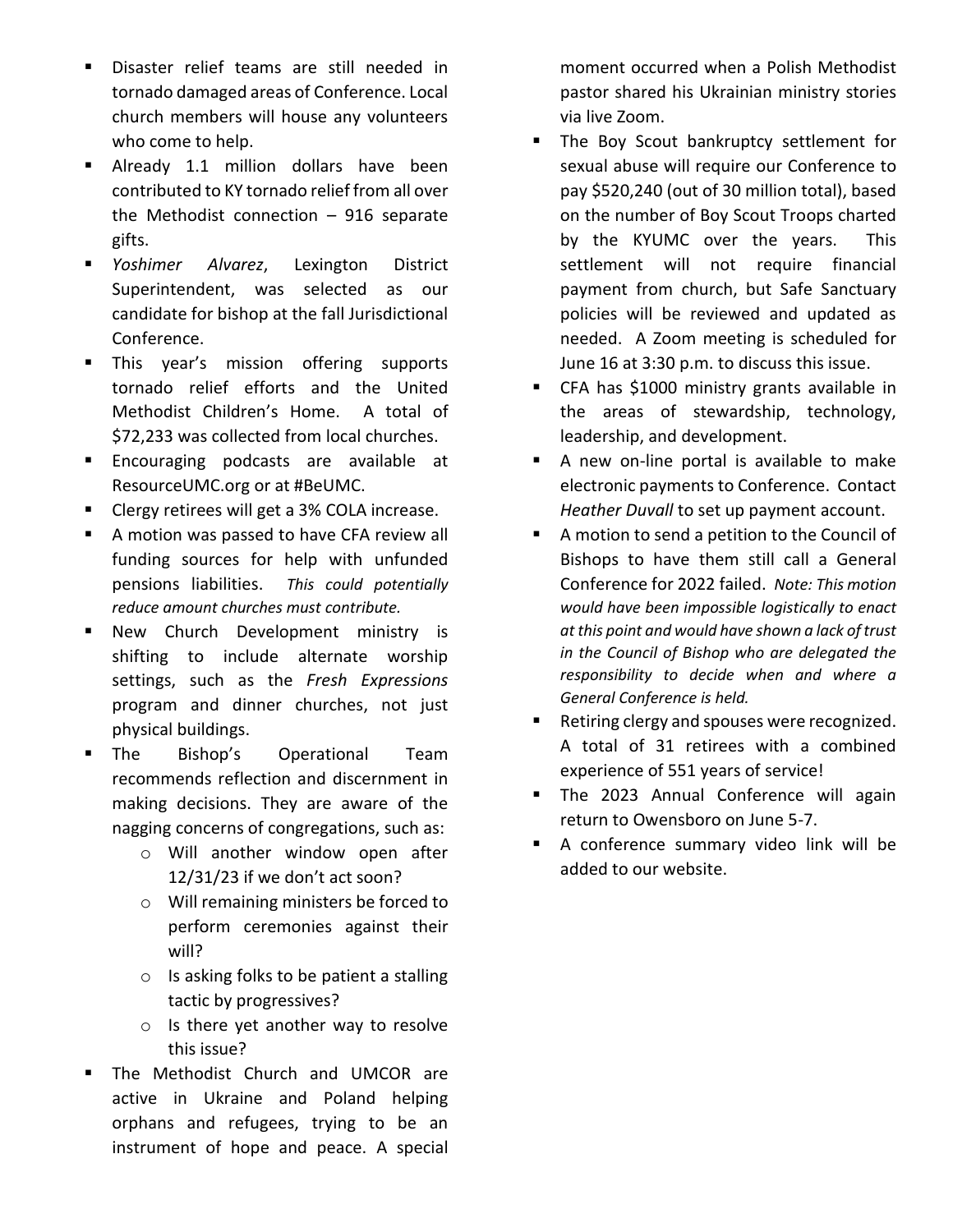- Disaster relief teams are still needed in tornado damaged areas of Conference. Local church members will house any volunteers who come to help.
- Already 1.1 million dollars have been contributed to KY tornado relief from all over the Methodist connection – 916 separate gifts.
- *Yoshimer Alvarez*, Lexington District Superintendent, was selected as our candidate for bishop at the fall Jurisdictional Conference.
- This year's mission offering supports tornado relief efforts and the United Methodist Children's Home. A total of $72,233 was collected from local churches.
- Encouraging podcasts are available at ResourceUMC.org or at #BeUMC.
- Clergy retirees will get a 3% COLA increase.
- A motion was passed to have CFA review all funding sources for help with unfunded pensions liabilities. *This could potentially reduce amount churches must contribute.*
- New Church Development ministry is shifting to include alternate worship settings, such as the *Fresh Expressions* program and dinner churches, not just physical buildings.
- The Bishop's Operational Team recommends reflection and discernment in making decisions. They are aware of the nagging concerns of congregations, such as:
    - Will another window open after 12/31/23 if we don't act soon?
    - Will remaining ministers be forced to perform ceremonies against their will?
    - Is asking folks to be patient a stalling tactic by progressives?
    - Is there yet another way to resolve this issue?
- The Methodist Church and UMCOR are active in Ukraine and Poland helping orphans and refugees, trying to be an instrument of hope and peace. A special moment occurred when a Polish Methodist pastor shared his Ukrainian ministry stories via live Zoom.
- The Boy Scout bankruptcy settlement for sexual abuse will require our Conference to pay $520,240 (out of 30 million total), based on the number of Boy Scout Troops charted by the KYUMC over the years. This settlement will not require financial payment from church, but Safe Sanctuary policies will be reviewed and updated as needed. A Zoom meeting is scheduled for June 16 at 3:30 p.m. to discuss this issue.
- CFA has $1000 ministry grants available in the areas of stewardship, technology, leadership, and development.
- A new on-line portal is available to make electronic payments to Conference. Contact *Heather Duvall* to set up payment account.
- A motion to send a petition to the Council of Bishops to have them still call a General Conference for 2022 failed. *Note: This motion would have been impossible logistically to enact at this point and would have shown a lack of trust in the Council of Bishop who are delegated the responsibility to decide when and where a General Conference is held.*
- Retiring clergy and spouses were recognized. A total of 31 retirees with a combined experience of 551 years of service!
- The 2023 Annual Conference will again return to Owensboro on June 5-7.
- A conference summary video link will be added to our website.